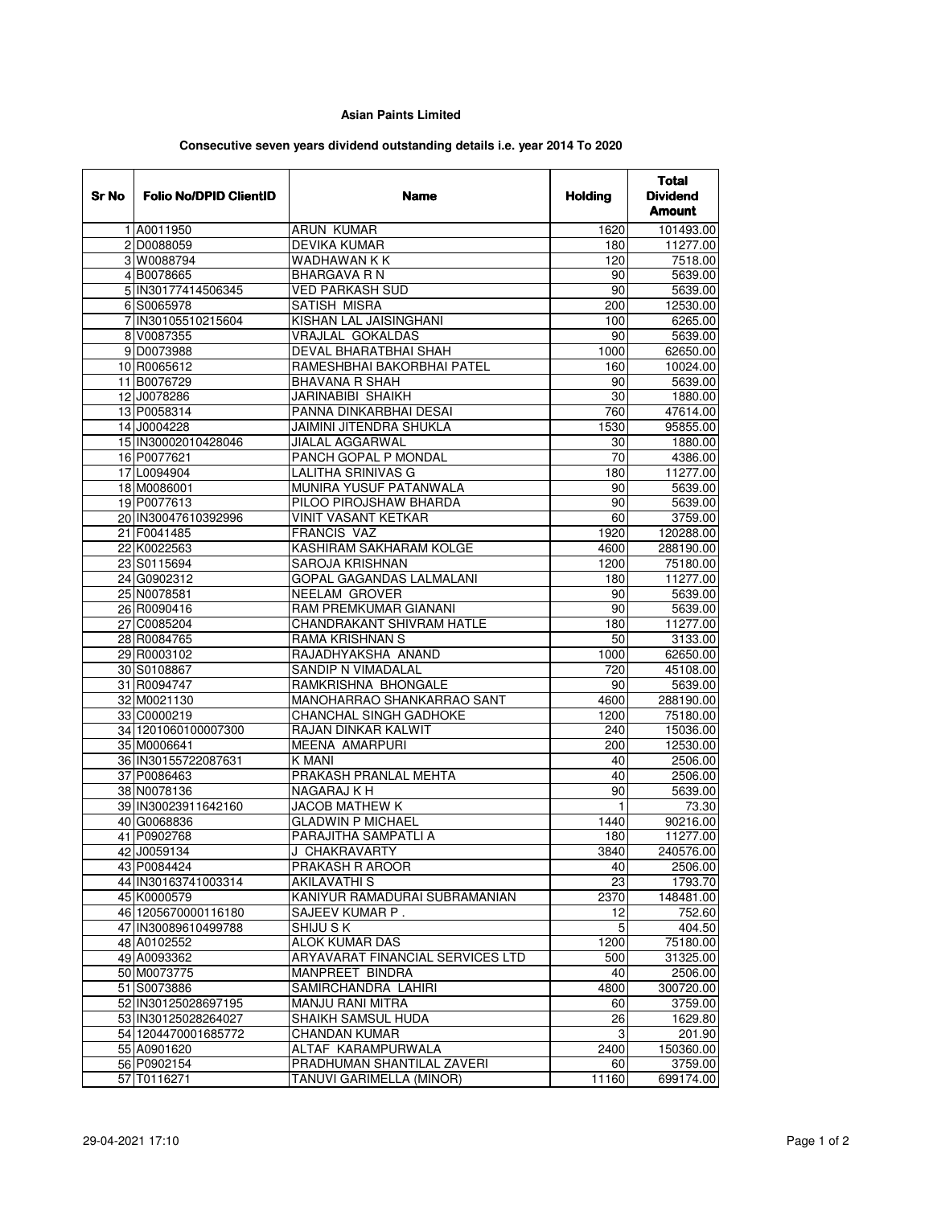**Asian Paints Limited**

**Consecutive seven years dividend outstanding details i.e. year 2014 To 2020**

| Sr No | Folio No/DPID ClientID | Name | Holding | Total Dividend Amount |
|---|---|---|---|---|
| 1 | A0011950 | ARUN KUMAR | 1620 | 101493.00 |
| 2 | D0088059 | DEVIKA KUMAR | 180 | 11277.00 |
| 3 | W0088794 | WADHAWAN K K | 120 | 7518.00 |
| 4 | B0078665 | BHARGAVA R N | 90 | 5639.00 |
| 5 | IN30177414506345 | VED PARKASH SUD | 90 | 5639.00 |
| 6 | S0065978 | SATISH MISRA | 200 | 12530.00 |
| 7 | IN30105510215604 | KISHAN LAL JAISINGHANI | 100 | 6265.00 |
| 8 | V0087355 | VRAJLAL GOKALDAS | 90 | 5639.00 |
| 9 | D0073988 | DEVAL BHARATBHAI SHAH | 1000 | 62650.00 |
| 10 | R0065612 | RAMESHBHAI BAKORBHAI PATEL | 160 | 10024.00 |
| 11 | B0076729 | BHAVANA R SHAH | 90 | 5639.00 |
| 12 | J0078286 | JARINABIBI SHAIKH | 30 | 1880.00 |
| 13 | P0058314 | PANNA DINKARBHAI DESAI | 760 | 47614.00 |
| 14 | J0004228 | JAIMINI JITENDRA SHUKLA | 1530 | 95855.00 |
| 15 | IN30002010428046 | JIALAL AGGARWAL | 30 | 1880.00 |
| 16 | P0077621 | PANCH GOPAL P MONDAL | 70 | 4386.00 |
| 17 | L0094904 | LALITHA SRINIVAS G | 180 | 11277.00 |
| 18 | M0086001 | MUNIRA YUSUF PATANWALA | 90 | 5639.00 |
| 19 | P0077613 | PILOO PIROJSHAW BHARDA | 90 | 5639.00 |
| 20 | IN30047610392996 | VINIT VASANT KETKAR | 60 | 3759.00 |
| 21 | F0041485 | FRANCIS VAZ | 1920 | 120288.00 |
| 22 | K0022563 | KASHIRAM SAKHARAM KOLGE | 4600 | 288190.00 |
| 23 | S0115694 | SAROJA KRISHNAN | 1200 | 75180.00 |
| 24 | G0902312 | GOPAL GAGANDAS LALMALANI | 180 | 11277.00 |
| 25 | N0078581 | NEELAM GROVER | 90 | 5639.00 |
| 26 | R0090416 | RAM PREMKUMAR GIANANI | 90 | 5639.00 |
| 27 | C0085204 | CHANDRAKANT SHIVRAM HATLE | 180 | 11277.00 |
| 28 | R0084765 | RAMA KRISHNAN S | 50 | 3133.00 |
| 29 | R0003102 | RAJADHYAKSHA ANAND | 1000 | 62650.00 |
| 30 | S0108867 | SANDIP N VIMADALAL | 720 | 45108.00 |
| 31 | R0094747 | RAMKRISHNA BHONGALE | 90 | 5639.00 |
| 32 | M0021130 | MANOHARRAO SHANKARRAO SANT | 4600 | 288190.00 |
| 33 | C0000219 | CHANCHAL SINGH GADHOKE | 1200 | 75180.00 |
| 34 | 1201060100007300 | RAJAN DINKAR KALWIT | 240 | 15036.00 |
| 35 | M0006641 | MEENA AMARPURI | 200 | 12530.00 |
| 36 | IN30155722087631 | K MANI | 40 | 2506.00 |
| 37 | P0086463 | PRAKASH PRANLAL MEHTA | 40 | 2506.00 |
| 38 | N0078136 | NAGARAJ K H | 90 | 5639.00 |
| 39 | IN30023911642160 | JACOB MATHEW K | 1 | 73.30 |
| 40 | G0068836 | GLADWIN P MICHAEL | 1440 | 90216.00 |
| 41 | P0902768 | PARAJITHA SAMPATLI A | 180 | 11277.00 |
| 42 | J0059134 | J CHAKRAVARTY | 3840 | 240576.00 |
| 43 | P0084424 | PRAKASH R AROOR | 40 | 2506.00 |
| 44 | IN30163741003314 | AKILAVATHI S | 23 | 1793.70 |
| 45 | K0000579 | KANIYUR RAMADURAI SUBRAMANIAN | 2370 | 148481.00 |
| 46 | 1205670000116180 | SAJEEV KUMAR P . | 12 | 752.60 |
| 47 | IN30089610499788 | SHIJU S K | 5 | 404.50 |
| 48 | A0102552 | ALOK KUMAR DAS | 1200 | 75180.00 |
| 49 | A0093362 | ARYAVARAT FINANCIAL SERVICES LTD | 500 | 31325.00 |
| 50 | M0073775 | MANPREET BINDRA | 40 | 2506.00 |
| 51 | S0073886 | SAMIRCHANDRA LAHIRI | 4800 | 300720.00 |
| 52 | IN30125028697195 | MANJU RANI MITRA | 60 | 3759.00 |
| 53 | IN30125028264027 | SHAIKH SAMSUL HUDA | 26 | 1629.80 |
| 54 | 1204470001685772 | CHANDAN KUMAR | 3 | 201.90 |
| 55 | A0901620 | ALTAF KARAMPURWALA | 2400 | 150360.00 |
| 56 | P0902154 | PRADHUMAN SHANTILAL ZAVERI | 60 | 3759.00 |
| 57 | T0116271 | TANUVI GARIMELLA (MINOR) | 11160 | 699174.00 |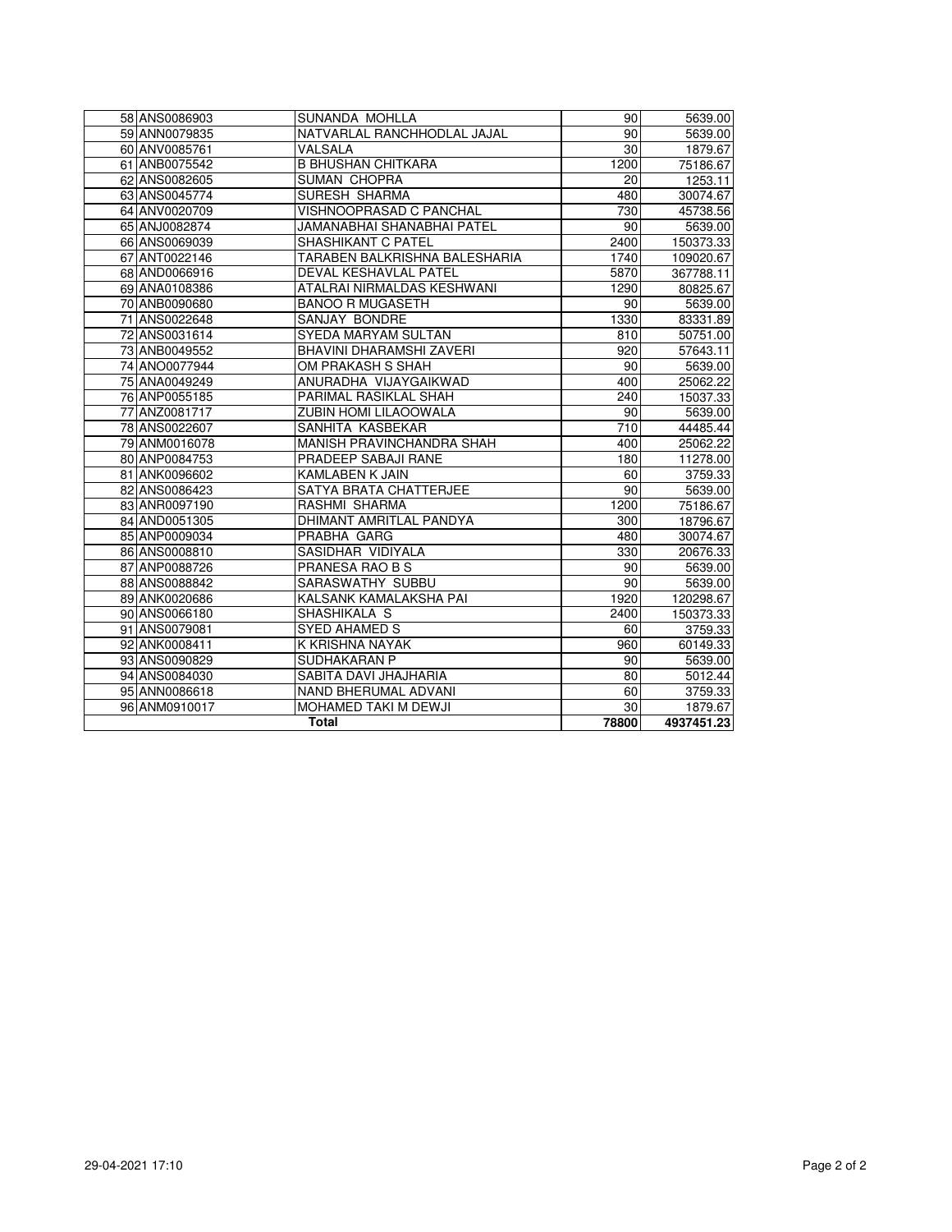| | | | | |
|---|---|---|---|---|
| 58 | ANS0086903 | SUNANDA MOHLLA | 90 | 5639.00 |
| 59 | ANN0079835 | NATVARLAL RANCHHODLAL JAJAL | 90 | 5639.00 |
| 60 | ANV0085761 | VALSALA | 30 | 1879.67 |
| 61 | ANB0075542 | B BHUSHAN CHITKARA | 1200 | 75186.67 |
| 62 | ANS0082605 | SUMAN CHOPRA | 20 | 1253.11 |
| 63 | ANS0045774 | SURESH SHARMA | 480 | 30074.67 |
| 64 | ANV0020709 | VISHNOOPRASAD C PANCHAL | 730 | 45738.56 |
| 65 | ANJ0082874 | JAMANABHAI SHANABHAI PATEL | 90 | 5639.00 |
| 66 | ANS0069039 | SHASHIKANT C PATEL | 2400 | 150373.33 |
| 67 | ANT0022146 | TARABEN BALKRISHNA BALESHARIA | 1740 | 109020.67 |
| 68 | AND0066916 | DEVAL KESHAVLAL PATEL | 5870 | 367788.11 |
| 69 | ANA0108386 | ATALRAI NIRMALDAS KESHWANI | 1290 | 80825.67 |
| 70 | ANB0090680 | BANOO R MUGASETH | 90 | 5639.00 |
| 71 | ANS0022648 | SANJAY BONDRE | 1330 | 83331.89 |
| 72 | ANS0031614 | SYEDA MARYAM SULTAN | 810 | 50751.00 |
| 73 | ANB0049552 | BHAVINI DHARAMSHI ZAVERI | 920 | 57643.11 |
| 74 | ANO0077944 | OM PRAKASH S SHAH | 90 | 5639.00 |
| 75 | ANA0049249 | ANURADHA VIJAYGAIKWAD | 400 | 25062.22 |
| 76 | ANP0055185 | PARIMAL RASIKLAL SHAH | 240 | 15037.33 |
| 77 | ANZ0081717 | ZUBIN HOMI LILAOOWALA | 90 | 5639.00 |
| 78 | ANS0022607 | SANHITA KASBEKAR | 710 | 44485.44 |
| 79 | ANM0016078 | MANISH PRAVINCHANDRA SHAH | 400 | 25062.22 |
| 80 | ANP0084753 | PRADEEP SABAJI RANE | 180 | 11278.00 |
| 81 | ANK0096602 | KAMLABEN K JAIN | 60 | 3759.33 |
| 82 | ANS0086423 | SATYA BRATA CHATTERJEE | 90 | 5639.00 |
| 83 | ANR0097190 | RASHMI SHARMA | 1200 | 75186.67 |
| 84 | AND0051305 | DHIMANT AMRITLAL PANDYA | 300 | 18796.67 |
| 85 | ANP0009034 | PRABHA GARG | 480 | 30074.67 |
| 86 | ANS0008810 | SASIDHAR VIDIYALA | 330 | 20676.33 |
| 87 | ANP0088726 | PRANESA RAO B S | 90 | 5639.00 |
| 88 | ANS0088842 | SARASWATHY SUBBU | 90 | 5639.00 |
| 89 | ANK0020686 | KALSANK KAMALAKSHA PAI | 1920 | 120298.67 |
| 90 | ANS0066180 | SHASHIKALA S | 2400 | 150373.33 |
| 91 | ANS0079081 | SYED AHAMED S | 60 | 3759.33 |
| 92 | ANK0008411 | K KRISHNA NAYAK | 960 | 60149.33 |
| 93 | ANS0090829 | SUDHAKARAN P | 90 | 5639.00 |
| 94 | ANS0084030 | SABITA DAVI JHAJHARIA | 80 | 5012.44 |
| 95 | ANN0086618 | NAND BHERUMAL ADVANI | 60 | 3759.33 |
| 96 | ANM0910017 | MOHAMED TAKI M DEWJI | 30 | 1879.67 |
| | | **Total** | **78800** | **4937451.23** |

29-04-2021 17:10